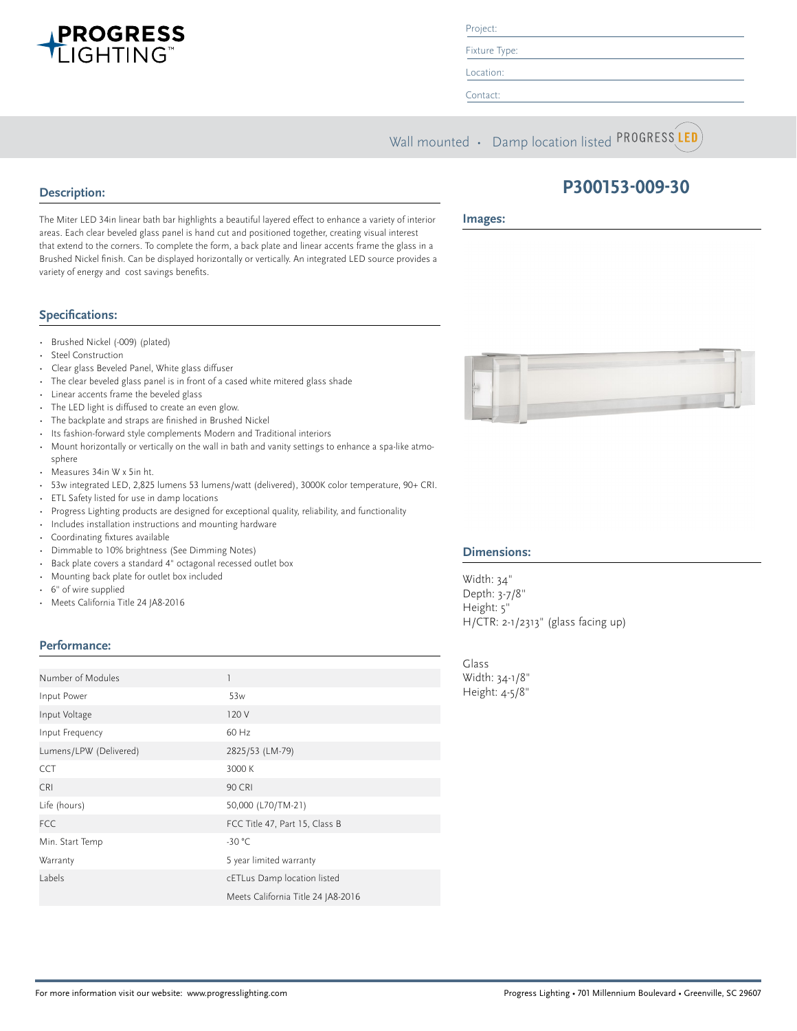PROGRESS LIGHTING

Project:

Fixture Type:

Location:

Contact:

Wall mounted • Damp location listed PROGRESS LED

# P300153-009-30

## Description:

The Miter LED 34in linear bath bar highlights a beautiful layered effect to enhance a variety of interior areas. Each clear beveled glass panel is hand cut and positioned together, creating visual interest that extend to the corners. To complete the form, a back plate and linear accents frame the glass in a Brushed Nickel finish. Can be displayed horizontally or vertically. An integrated LED source provides a variety of energy and cost savings benefits.

## Specifications:

- Brushed Nickel (-009) (plated)
- Steel Construction
- Clear glass Beveled Panel, White glass diffuser
- The clear beveled glass panel is in front of a cased white mitered glass shade
- Linear accents frame the beveled glass
- The LED light is diffused to create an even glow.
- The backplate and straps are finished in Brushed Nickel
- Its fashion-forward style complements Modern and Traditional interiors
- Mount horizontally or vertically on the wall in bath and vanity settings to enhance a spa-like atmosphere
- Measures 34in W x 5in ht.
- 53w integrated LED, 2,825 lumens 53 lumens/watt (delivered), 3000K color temperature, 90+ CRI.
- ETL Safety listed for use in damp locations
- Progress Lighting products are designed for exceptional quality, reliability, and functionality
- Includes installation instructions and mounting hardware
- Coordinating fixtures available
- Dimmable to 10% brightness (See Dimming Notes)
- Back plate covers a standard 4" octagonal recessed outlet box
- Mounting back plate for outlet box included
- 6" of wire supplied
- Meets California Title 24 JA8-2016

## Performance:

| | |
|---|---|
| Number of Modules | 1 |
| Input Power | 53w |
| Input Voltage | 120 V |
| Input Frequency | 60 Hz |
| Lumens/LPW (Delivered) | 2825/53 (LM-79) |
| CCT | 3000 K |
| CRI | 90 CRI |
| Life (hours) | 50,000 (L70/TM-21) |
| FCC | FCC Title 47, Part 15, Class B |
| Min. Start Temp | -30 °C |
| Warranty | 5 year limited warranty |
| Labels | cETLus Damp location listed |
| | Meets California Title 24 JA8-2016 |

## Images:

## Dimensions:

Width: 34"
Depth: 3-7/8"
Height: 5"
H/CTR: 2-1/2313" (glass facing up)

Glass
Width: 34-1/8"
Height: 4-5/8"

For more information visit our website: www.progresslighting.com

Progress Lighting • 701 Millennium Boulevard • Greenville, SC 29607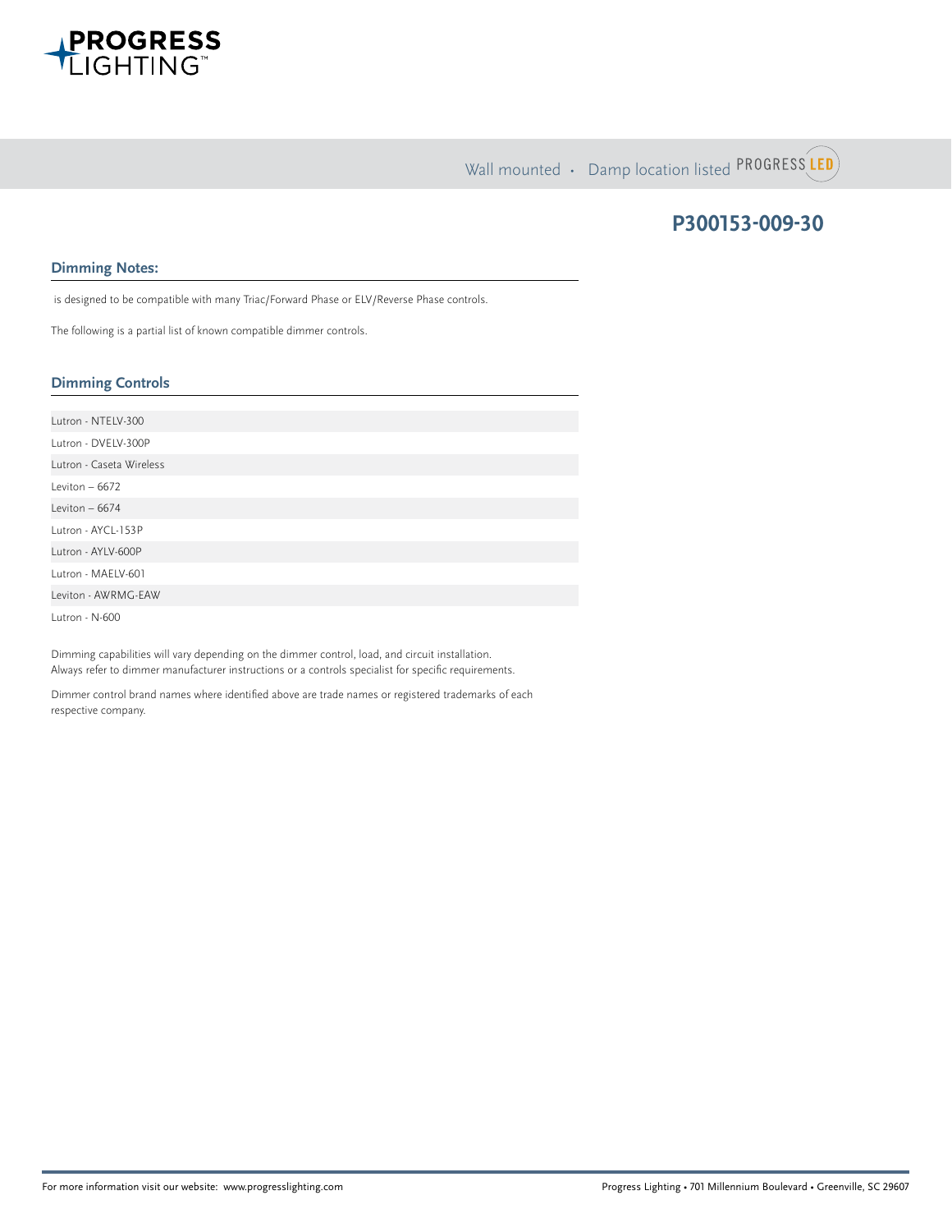Wall mounted • Damp location listed PROGRESS LED

## P300153-009-30

### Dimming Notes:

is designed to be compatible with many Triac/Forward Phase or ELV/Reverse Phase controls.

The following is a partial list of known compatible dimmer controls.

### Dimming Controls

| |
|---|
| Lutron - NTELV-300 |
| Lutron - DVELV-300P |
| Lutron - Caseta Wireless |
| Leviton – 6672 |
| Leviton – 6674 |
| Lutron - AYCL-153P |
| Lutron - AYLV-600P |
| Lutron - MAELV-601 |
| Leviton - AWRMG-EAW |
| Lutron - N-600 |

Dimming capabilities will vary depending on the dimmer control, load, and circuit installation.
Always refer to dimmer manufacturer instructions or a controls specialist for specific requirements.

Dimmer control brand names where identified above are trade names or registered trademarks of each respective company.

For more information visit our website: www.progresslighting.com

Progress Lighting • 701 Millennium Boulevard • Greenville, SC 29607